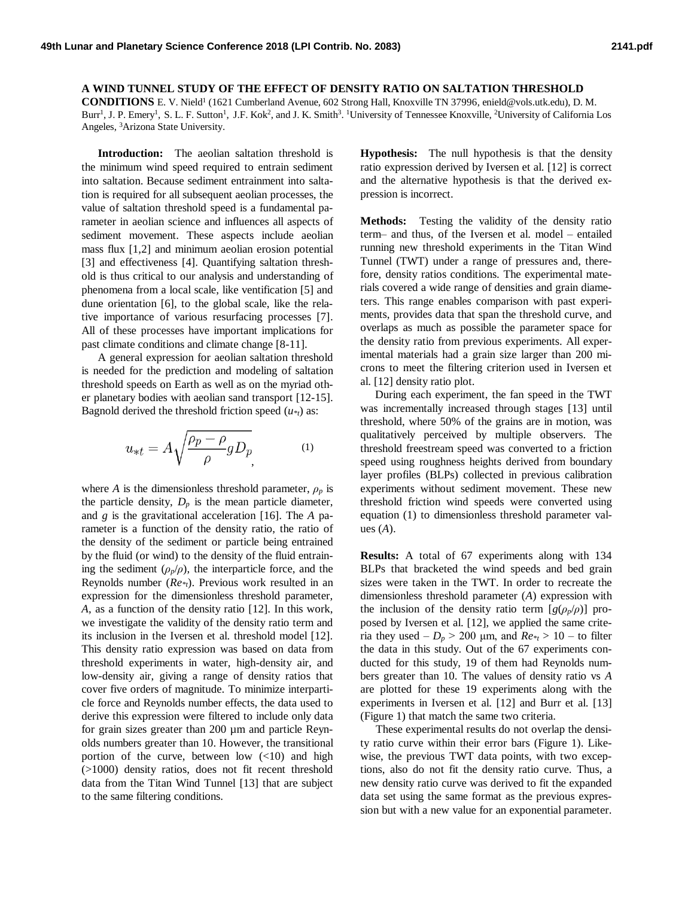# A WIND TUNNEL STUDY OF THE EFFECT OF DENSITY RATIO ON SALTATION THRESHOLD CONDITIONS

E. V. Nield[1] (1621 Cumberland Avenue, 602 Strong Hall, Knoxville TN 37996, enield@vols.utk.edu), D. M. Burr[1], J. P. Emery[1], S. L. F. Sutton[1], J.F. Kok[2], and J. K. Smith[3]. [1]University of Tennessee Knoxville, [2]University of California Los Angeles, [3]Arizona State University.

**Introduction:** The aeolian saltation threshold is the minimum wind speed required to entrain sediment into saltation. Because sediment entrainment into saltation is required for all subsequent aeolian processes, the value of saltation threshold speed is a fundamental parameter in aeolian science and influences all aspects of sediment movement. These aspects include aeolian mass flux [1,2] and minimum aeolian erosion potential [3] and effectiveness [4]. Quantifying saltation threshold is thus critical to our analysis and understanding of phenomena from a local scale, like ventification [5] and dune orientation [6], to the global scale, like the relative importance of various resurfacing processes [7]. All of these processes have important implications for past climate conditions and climate change [8-11].

A general expression for aeolian saltation threshold is needed for the prediction and modeling of saltation threshold speeds on Earth as well as on the myriad other planetary bodies with aeolian sand transport [12-15]. Bagnold derived the threshold friction speed ($u_{*t}$) as:

$$u_{*t} = A\sqrt{\frac{\rho_p - \rho}{\rho} g D_p}, \qquad (1)$$

where $A$ is the dimensionless threshold parameter, $\rho_p$ is the particle density, $D_p$ is the mean particle diameter, and $g$ is the gravitational acceleration [16]. The $A$ parameter is a function of the density ratio, the ratio of the density of the sediment or particle being entrained by the fluid (or wind) to the density of the fluid entraining the sediment ($\rho_p/\rho$), the interparticle force, and the Reynolds number ($Re_{*t}$). Previous work resulted in an expression for the dimensionless threshold parameter, $A$, as a function of the density ratio [12]. In this work, we investigate the validity of the density ratio term and its inclusion in the Iversen et al. threshold model [12]. This density ratio expression was based on data from threshold experiments in water, high-density air, and low-density air, giving a range of density ratios that cover five orders of magnitude. To minimize interparticle force and Reynolds number effects, the data used to derive this expression were filtered to include only data for grain sizes greater than 200 µm and particle Reynolds numbers greater than 10. However, the transitional portion of the curve, between low (<10) and high (>1000) density ratios, does not fit recent threshold data from the Titan Wind Tunnel [13] that are subject to the same filtering conditions.

**Hypothesis:** The null hypothesis is that the density ratio expression derived by Iversen et al. [12] is correct and the alternative hypothesis is that the derived expression is incorrect.

**Methods:** Testing the validity of the density ratio term– and thus, of the Iversen et al. model – entailed running new threshold experiments in the Titan Wind Tunnel (TWT) under a range of pressures and, therefore, density ratios conditions. The experimental materials covered a wide range of densities and grain diameters. This range enables comparison with past experiments, provides data that span the threshold curve, and overlaps as much as possible the parameter space for the density ratio from previous experiments. All experimental materials had a grain size larger than 200 microns to meet the filtering criterion used in Iversen et al. [12] density ratio plot.

During each experiment, the fan speed in the TWT was incrementally increased through stages [13] until threshold, where 50% of the grains are in motion, was qualitatively perceived by multiple observers. The threshold freestream speed was converted to a friction speed using roughness heights derived from boundary layer profiles (BLPs) collected in previous calibration experiments without sediment movement. These new threshold friction wind speeds were converted using equation (1) to dimensionless threshold parameter values ($A$).

**Results:** A total of 67 experiments along with 134 BLPs that bracketed the wind speeds and bed grain sizes were taken in the TWT. In order to recreate the dimensionless threshold parameter ($A$) expression with the inclusion of the density ratio term [$g(\rho_p/\rho)$] proposed by Iversen et al. [12], we applied the same criteria they used – $D_p > 200$ µm, and $Re_{*t} > 10$ – to filter the data in this study. Out of the 67 experiments conducted for this study, 19 of them had Reynolds numbers greater than 10. The values of density ratio vs $A$ are plotted for these 19 experiments along with the experiments in Iversen et al. [12] and Burr et al. [13] (Figure 1) that match the same two criteria.

These experimental results do not overlap the density ratio curve within their error bars (Figure 1). Likewise, the previous TWT data points, with two exceptions, also do not fit the density ratio curve. Thus, a new density ratio curve was derived to fit the expanded data set using the same format as the previous expression but with a new value for an exponential parameter.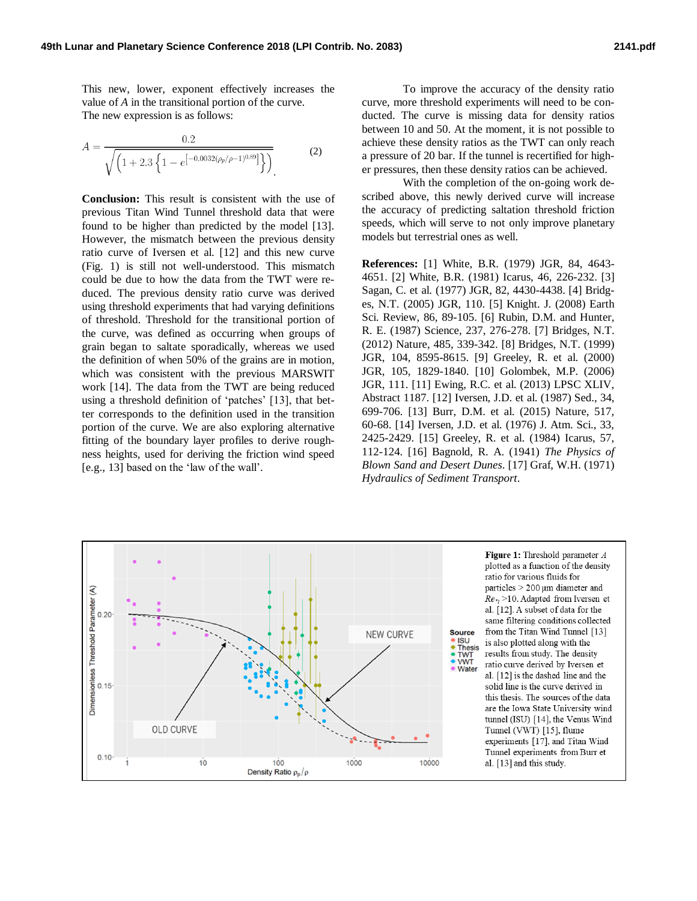This new, lower, exponent effectively increases the value of $A$ in the transitional portion of the curve. The new expression is as follows:

$$A = \frac{0.2}{\sqrt{\left(1 + 2.3\left\{1 - e^{\left[-0.0032(\rho_p/\rho - 1)^{0.89}\right]}\right\}\right)}} \quad (2)$$

**Conclusion:** This result is consistent with the use of previous Titan Wind Tunnel threshold data that were found to be higher than predicted by the model [13]. However, the mismatch between the previous density ratio curve of Iversen et al. [12] and this new curve (Fig. 1) is still not well-understood. This mismatch could be due to how the data from the TWT were reduced. The previous density ratio curve was derived using threshold experiments that had varying definitions of threshold. Threshold for the transitional portion of the curve, was defined as occurring when groups of grain began to saltate sporadically, whereas we used the definition of when 50% of the grains are in motion, which was consistent with the previous MARSWIT work [14]. The data from the TWT are being reduced using a threshold definition of 'patches' [13], that better corresponds to the definition used in the transition portion of the curve. We are also exploring alternative fitting of the boundary layer profiles to derive roughness heights, used for deriving the friction wind speed [e.g., 13] based on the 'law of the wall'.

To improve the accuracy of the density ratio curve, more threshold experiments will need to be conducted. The curve is missing data for density ratios between 10 and 50. At the moment, it is not possible to achieve these density ratios as the TWT can only reach a pressure of 20 bar. If the tunnel is recertified for higher pressures, then these density ratios can be achieved.

With the completion of the on-going work described above, this newly derived curve will increase the accuracy of predicting saltation threshold friction speeds, which will serve to not only improve planetary models but terrestrial ones as well.

**References:** [1] White, B.R. (1979) JGR, 84, 4643-4651. [2] White, B.R. (1981) Icarus, 46, 226-232. [3] Sagan, C. et al. (1977) JGR, 82, 4430-4438. [4] Bridges, N.T. (2005) JGR, 110. [5] Knight. J. (2008) Earth Sci. Review, 86, 89-105. [6] Rubin, D.M. and Hunter, R. E. (1987) Science, 237, 276-278. [7] Bridges, N.T. (2012) Nature, 485, 339-342. [8] Bridges, N.T. (1999) JGR, 104, 8595-8615. [9] Greeley, R. et al. (2000) JGR, 105, 1829-1840. [10] Golombek, M.P. (2006) JGR, 111. [11] Ewing, R.C. et al. (2013) LPSC XLIV, Abstract 1187. [12] Iversen, J.D. et al. (1987) Sed., 34, 699-706. [13] Burr, D.M. et al. (2015) Nature, 517, 60-68. [14] Iversen, J.D. et al. (1976) J. Atm. Sci., 33, 2425-2429. [15] Greeley, R. et al. (1984) Icarus, 57, 112-124. [16] Bagnold, R. A. (1941) *The Physics of Blown Sand and Desert Dunes*. [17] Graf, W.H. (1971) *Hydraulics of Sediment Transport*.

Dimensionless Threshold Parameter (A)
0.20
0.15
0.10
1
10
100
1000
10000
Density Ratio $\rho_p/\rho$
OLD CURVE
NEW CURVE
Source
ISU
Thesis
TWT
VWT
Water

**Figure 1:** Threshold parameter $A$ plotted as a function of the density ratio for various fluids for particles > 200 µm diameter and $Re_{*t}$ >10. Adapted from Iversen et al. [12]. A subset of data for the same filtering conditions collected from the Titan Wind Tunnel [13] is also plotted along with the results from study. The density ratio curve derived by Iversen et al. [12] is the dashed line and the solid line is the curve derived in this thesis. The sources of the data are the Iowa State University wind tunnel (ISU) [14], the Venus Wind Tunnel (VWT) [15], flume experiments [17], and Titan Wind Tunnel experiments from Burr et al. [13] and this study.